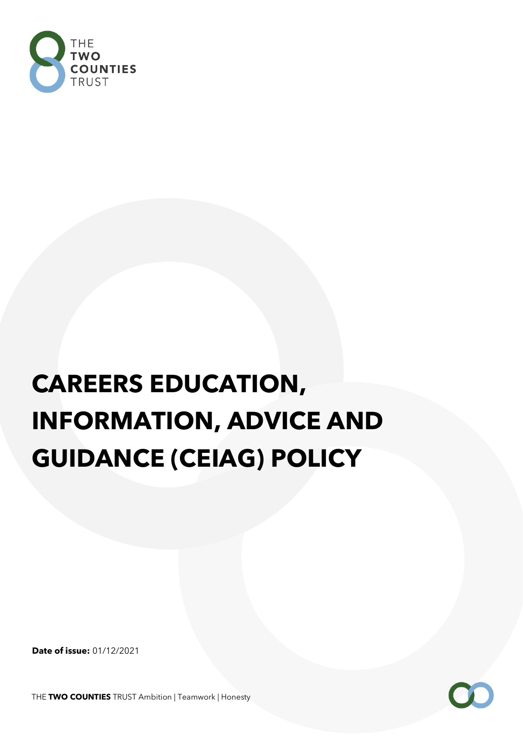THE **TWO COUNTIES** TRUST

# CAREERS EDUCATION, INFORMATION, ADVICE AND GUIDANCE (CEIAG) POLICY

**Date of issue:** 01/12/2021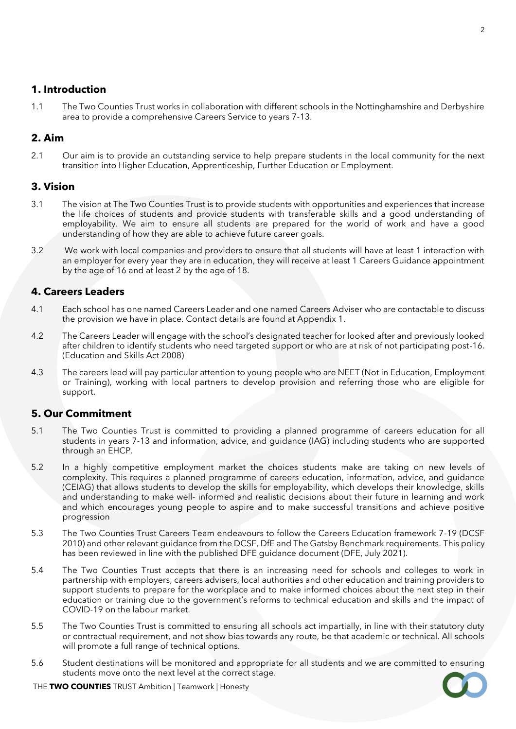## 1. Introduction

1.1 The Two Counties Trust works in collaboration with different schools in the Nottinghamshire and Derbyshire area to provide a comprehensive Careers Service to years 7-13.

## 2. Aim

2.1 Our aim is to provide an outstanding service to help prepare students in the local community for the next transition into Higher Education, Apprenticeship, Further Education or Employment.

## 3. Vision

3.1 The vision at The Two Counties Trust is to provide students with opportunities and experiences that increase the life choices of students and provide students with transferable skills and a good understanding of employability. We aim to ensure all students are prepared for the world of work and have a good understanding of how they are able to achieve future career goals.

3.2 We work with local companies and providers to ensure that all students will have at least 1 interaction with an employer for every year they are in education, they will receive at least 1 Careers Guidance appointment by the age of 16 and at least 2 by the age of 18.

## 4. Careers Leaders

4.1 Each school has one named Careers Leader and one named Careers Adviser who are contactable to discuss the provision we have in place. Contact details are found at Appendix 1.

4.2 The Careers Leader will engage with the school's designated teacher for looked after and previously looked after children to identify students who need targeted support or who are at risk of not participating post-16. (Education and Skills Act 2008)

4.3 The careers lead will pay particular attention to young people who are NEET (Not in Education, Employment or Training), working with local partners to develop provision and referring those who are eligible for support.

## 5. Our Commitment

5.1 The Two Counties Trust is committed to providing a planned programme of careers education for all students in years 7-13 and information, advice, and guidance (IAG) including students who are supported through an EHCP.

5.2 In a highly competitive employment market the choices students make are taking on new levels of complexity. This requires a planned programme of careers education, information, advice, and guidance (CEIAG) that allows students to develop the skills for employability, which develops their knowledge, skills and understanding to make well- informed and realistic decisions about their future in learning and work and which encourages young people to aspire and to make successful transitions and achieve positive progression

5.3 The Two Counties Trust Careers Team endeavours to follow the Careers Education framework 7-19 (DCSF 2010) and other relevant guidance from the DCSF, DfE and The Gatsby Benchmark requirements. This policy has been reviewed in line with the published DFE guidance document (DFE, July 2021).

5.4 The Two Counties Trust accepts that there is an increasing need for schools and colleges to work in partnership with employers, careers advisers, local authorities and other education and training providers to support students to prepare for the workplace and to make informed choices about the next step in their education or training due to the government's reforms to technical education and skills and the impact of COVID-19 on the labour market.

5.5 The Two Counties Trust is committed to ensuring all schools act impartially, in line with their statutory duty or contractual requirement, and not show bias towards any route, be that academic or technical. All schools will promote a full range of technical options.

5.6 Student destinations will be monitored and appropriate for all students and we are committed to ensuring students move onto the next level at the correct stage.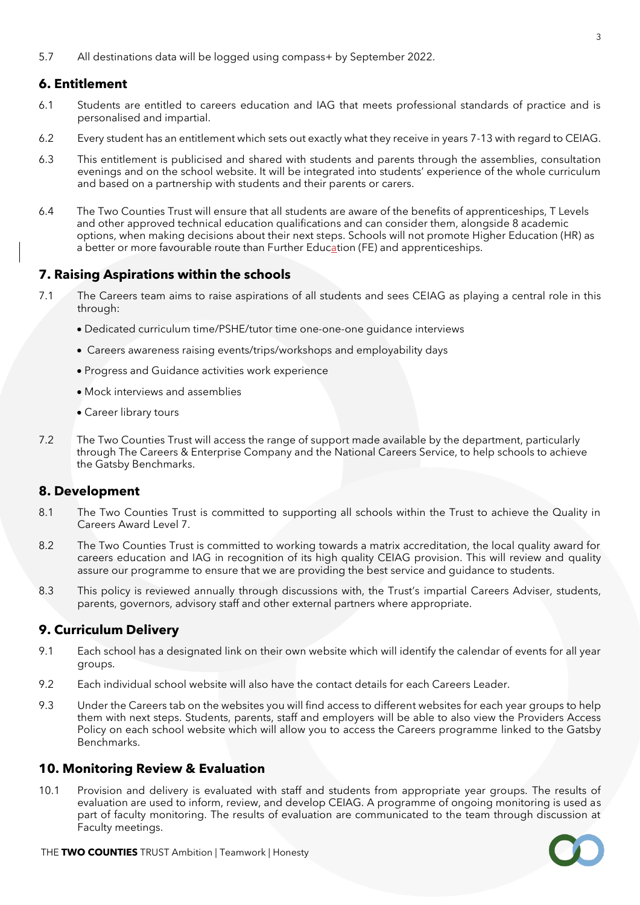5.7 All destinations data will be logged using compass+ by September 2022.

## 6. Entitlement

6.1 Students are entitled to careers education and IAG that meets professional standards of practice and is personalised and impartial.

6.2 Every student has an entitlement which sets out exactly what they receive in years 7-13 with regard to CEIAG.

6.3 This entitlement is publicised and shared with students and parents through the assemblies, consultation evenings and on the school website. It will be integrated into students' experience of the whole curriculum and based on a partnership with students and their parents or carers.

6.4 The Two Counties Trust will ensure that all students are aware of the benefits of apprenticeships, T Levels and other approved technical education qualifications and can consider them, alongside 8 academic options, when making decisions about their next steps. Schools will not promote Higher Education (HR) as a better or more favourable route than Further Education (FE) and apprenticeships.

## 7. Raising Aspirations within the schools

7.1 The Careers team aims to raise aspirations of all students and sees CEIAG as playing a central role in this through:

- Dedicated curriculum time/PSHE/tutor time one-one-one guidance interviews
- Careers awareness raising events/trips/workshops and employability days
- Progress and Guidance activities work experience
- Mock interviews and assemblies
- Career library tours

7.2 The Two Counties Trust will access the range of support made available by the department, particularly through The Careers & Enterprise Company and the National Careers Service, to help schools to achieve the Gatsby Benchmarks.

## 8. Development

8.1 The Two Counties Trust is committed to supporting all schools within the Trust to achieve the Quality in Careers Award Level 7.

8.2 The Two Counties Trust is committed to working towards a matrix accreditation, the local quality award for careers education and IAG in recognition of its high quality CEIAG provision. This will review and quality assure our programme to ensure that we are providing the best service and guidance to students.

8.3 This policy is reviewed annually through discussions with, the Trust's impartial Careers Adviser, students, parents, governors, advisory staff and other external partners where appropriate.

## 9. Curriculum Delivery

9.1 Each school has a designated link on their own website which will identify the calendar of events for all year groups.

9.2 Each individual school website will also have the contact details for each Careers Leader.

9.3 Under the Careers tab on the websites you will find access to different websites for each year groups to help them with next steps. Students, parents, staff and employers will be able to also view the Providers Access Policy on each school website which will allow you to access the Careers programme linked to the Gatsby Benchmarks.

## 10. Monitoring Review & Evaluation

10.1 Provision and delivery is evaluated with staff and students from appropriate year groups. The results of evaluation are used to inform, review, and develop CEIAG. A programme of ongoing monitoring is used as part of faculty monitoring. The results of evaluation are communicated to the team through discussion at Faculty meetings.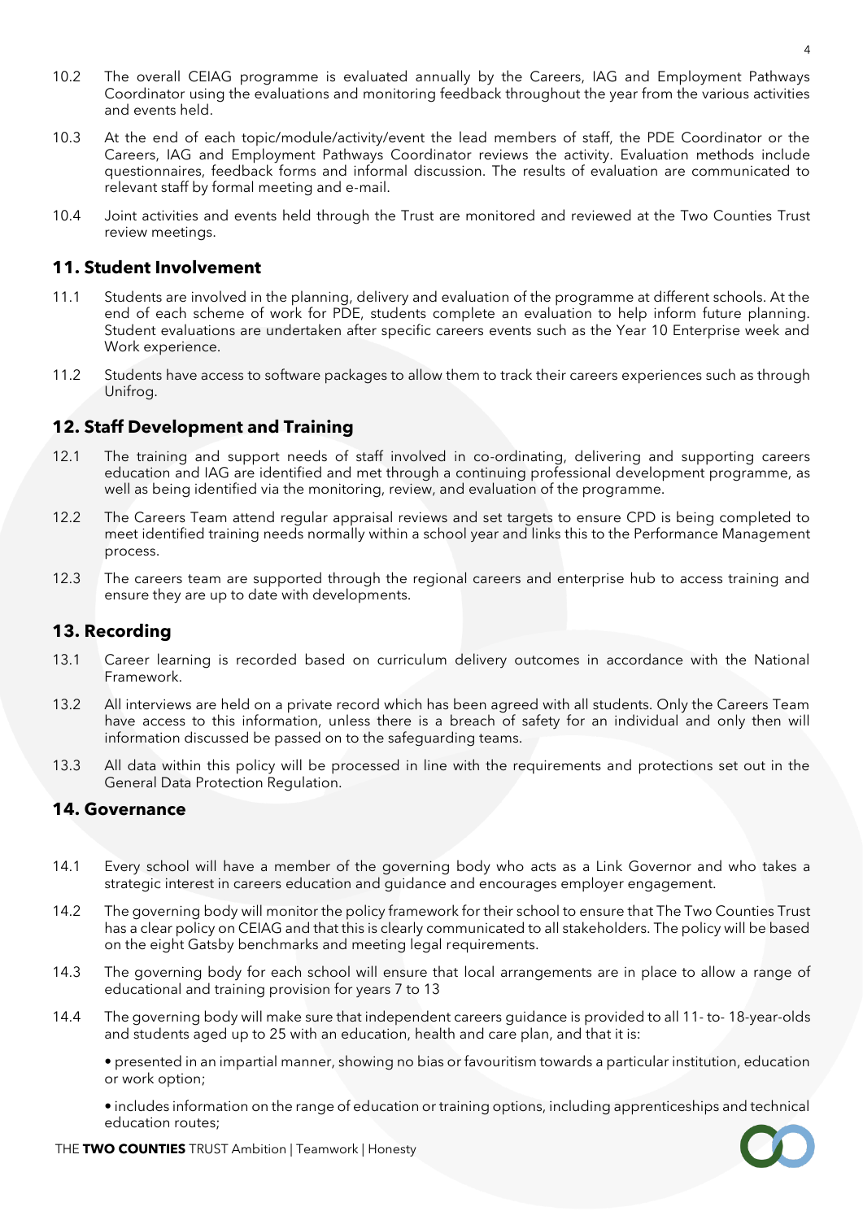10.2 The overall CEIAG programme is evaluated annually by the Careers, IAG and Employment Pathways Coordinator using the evaluations and monitoring feedback throughout the year from the various activities and events held.

10.3 At the end of each topic/module/activity/event the lead members of staff, the PDE Coordinator or the Careers, IAG and Employment Pathways Coordinator reviews the activity. Evaluation methods include questionnaires, feedback forms and informal discussion. The results of evaluation are communicated to relevant staff by formal meeting and e-mail.

10.4 Joint activities and events held through the Trust are monitored and reviewed at the Two Counties Trust review meetings.

## 11. Student Involvement

11.1 Students are involved in the planning, delivery and evaluation of the programme at different schools. At the end of each scheme of work for PDE, students complete an evaluation to help inform future planning. Student evaluations are undertaken after specific careers events such as the Year 10 Enterprise week and Work experience.

11.2 Students have access to software packages to allow them to track their careers experiences such as through Unifrog.

## 12. Staff Development and Training

12.1 The training and support needs of staff involved in co-ordinating, delivering and supporting careers education and IAG are identified and met through a continuing professional development programme, as well as being identified via the monitoring, review, and evaluation of the programme.

12.2 The Careers Team attend regular appraisal reviews and set targets to ensure CPD is being completed to meet identified training needs normally within a school year and links this to the Performance Management process.

12.3 The careers team are supported through the regional careers and enterprise hub to access training and ensure they are up to date with developments.

## 13. Recording

13.1 Career learning is recorded based on curriculum delivery outcomes in accordance with the National Framework.

13.2 All interviews are held on a private record which has been agreed with all students. Only the Careers Team have access to this information, unless there is a breach of safety for an individual and only then will information discussed be passed on to the safeguarding teams.

13.3 All data within this policy will be processed in line with the requirements and protections set out in the General Data Protection Regulation.

## 14. Governance

14.1 Every school will have a member of the governing body who acts as a Link Governor and who takes a strategic interest in careers education and guidance and encourages employer engagement.

14.2 The governing body will monitor the policy framework for their school to ensure that The Two Counties Trust has a clear policy on CEIAG and that this is clearly communicated to all stakeholders. The policy will be based on the eight Gatsby benchmarks and meeting legal requirements.

14.3 The governing body for each school will ensure that local arrangements are in place to allow a range of educational and training provision for years 7 to 13

14.4 The governing body will make sure that independent careers guidance is provided to all 11- to- 18-year-olds and students aged up to 25 with an education, health and care plan, and that it is:

- presented in an impartial manner, showing no bias or favouritism towards a particular institution, education or work option;
- includes information on the range of education or training options, including apprenticeships and technical education routes;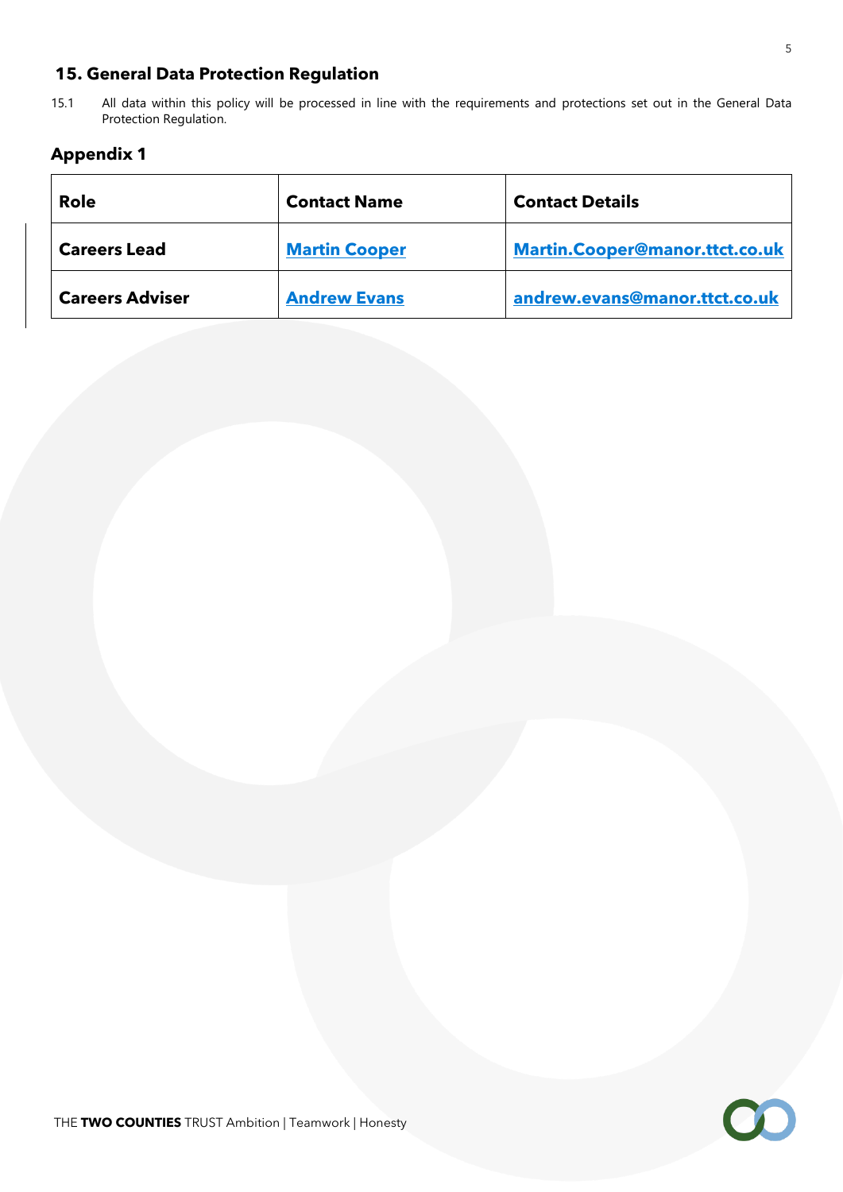## 15. General Data Protection Regulation

15.1 All data within this policy will be processed in line with the requirements and protections set out in the General Data Protection Regulation.

## Appendix 1

| Role | Contact Name | Contact Details |
|---|---|---|
| **Careers Lead** | **Martin Cooper** | **Martin.Cooper@manor.ttct.co.uk** |
| **Careers Adviser** | **Andrew Evans** | **andrew.evans@manor.ttct.co.uk** |